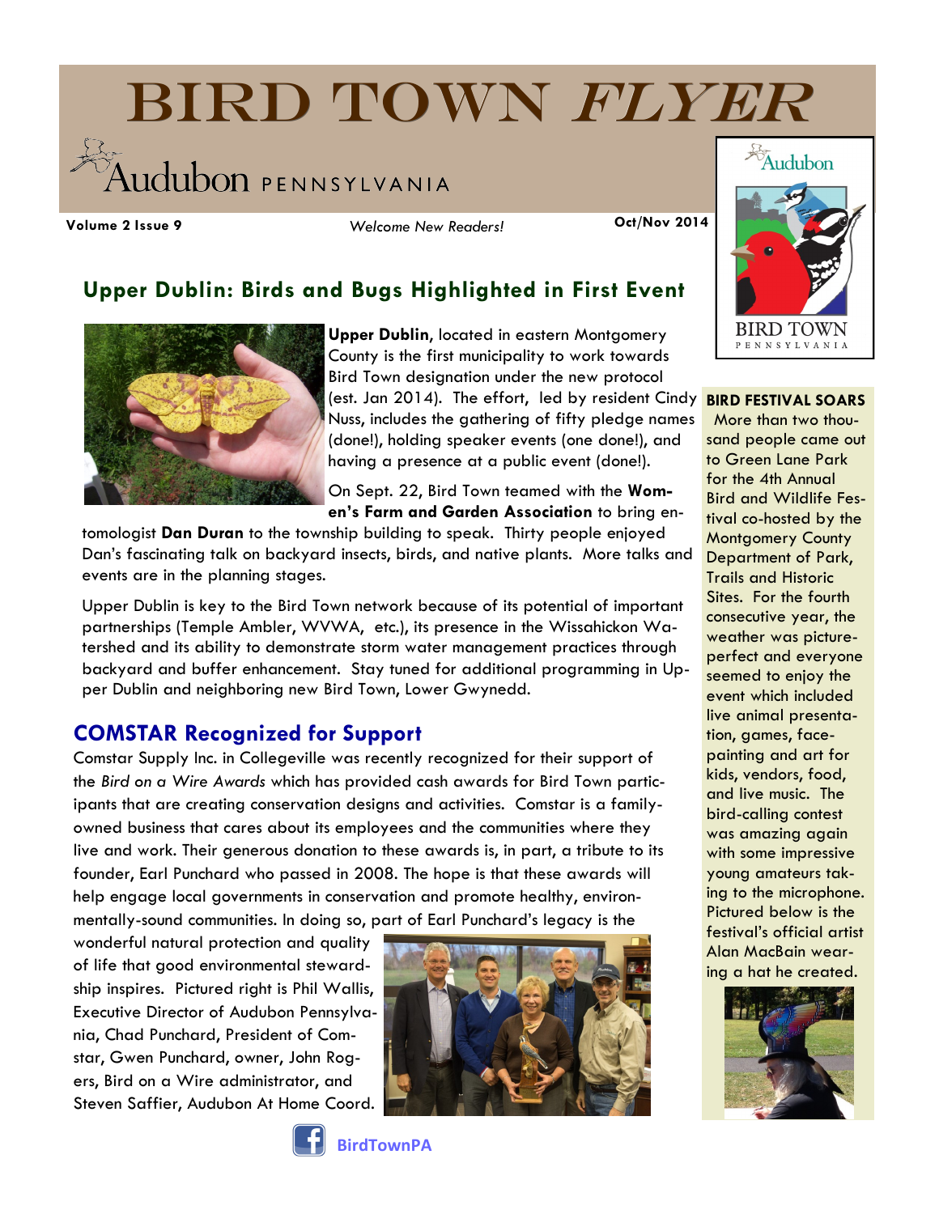# BIRD TOWN *FLYER*

Audubon PENNSYLVANIA

**Volume 2 Issue 9** *Welcome New Readers!* **Oct/Nov 2014**

## Upper Dublin: Birds and Bugs Highlighted in First Event

**Upper Dublin,** located in eastern Montgomery County is the first municipality to work towards Bird Town designation under the new protocol (est. Jan 2014). The effort, led by resident Cindy Nuss, includes the gathering of fifty pledge names (done!), holding speaker events (one done!), and having a presence at a public event (done!).

On Sept. 22, Bird Town teamed with the **Women's Farm and Garden Association** to bring entomologist **Dan Duran** to the township building to speak. Thirty people enjoyed Dan's fascinating talk on backyard insects, birds, and native plants. More talks and events are in the planning stages.

Upper Dublin is key to the Bird Town network because of its potential of important partnerships (Temple Ambler, WVWA, etc.), its presence in the Wissahickon Watershed and its ability to demonstrate storm water management practices through backyard and buffer enhancement. Stay tuned for additional programming in Upper Dublin and neighboring new Bird Town, Lower Gwynedd.

## COMSTAR Recognized for Support

Comstar Supply Inc. in Collegeville was recently recognized for their support of the *Bird on a Wire Awards* which has provided cash awards for Bird Town participants that are creating conservation designs and activities. Comstar is a family-owned business that cares about its employees and the communities where they live and work. Their generous donation to these awards is, in part, a tribute to its founder, Earl Punchard who passed in 2008. The hope is that these awards will help engage local governments in conservation and promote healthy, environmentally-sound communities. In doing so, part of Earl Punchard's legacy is the wonderful natural protection and quality of life that good environmental stewardship inspires. Pictured right is Phil Wallis, Executive Director of Audubon Pennsylvania, Chad Punchard, President of Comstar, Gwen Punchard, owner, John Rogers, Bird on a Wire administrator, and Steven Saffier, Audubon At Home Coord.

### BIRD FESTIVAL SOARS

More than two thousand people came out to Green Lane Park for the 4th Annual Bird and Wildlife Festival co-hosted by the Montgomery County Department of Park, Trails and Historic Sites. For the fourth consecutive year, the weather was picture-perfect and everyone seemed to enjoy the event which included live animal presentation, games, face-painting and art for kids, vendors, food, and live music. The bird-calling contest was amazing again with some impressive young amateurs taking to the microphone. Pictured below is the festival's official artist Alan MacBain wearing a hat he created.

BirdTownPA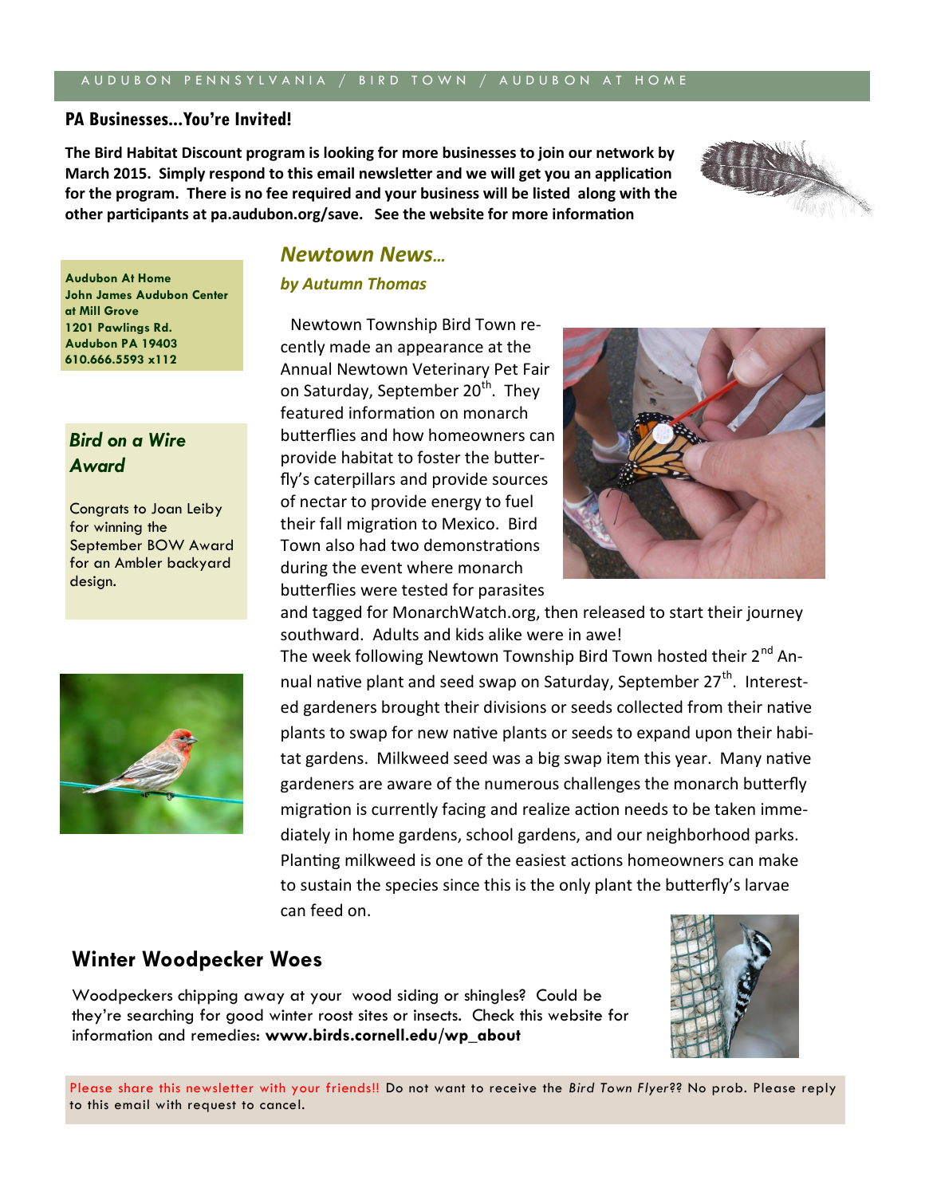## PA Businesses...You're Invited!

**The Bird Habitat Discount program is looking for more businesses to join our network by March 2015. Simply respond to this email newsletter and we will get you an application for the program. There is no fee required and your business will be listed along with the other participants at pa.audubon.org/save. See the website for more information**

**Audubon At Home**
**John James Audubon Center at Mill Grove**
**1201 Pawlings Rd.**
**Audubon PA 19403**
**610.666.5593 x112**

### *Bird on a Wire Award*

Congrats to Joan Leiby for winning the September BOW Award for an Ambler backyard design.

## *Newtown News...*

***by Autumn Thomas***

Newtown Township Bird Town recently made an appearance at the Annual Newtown Veterinary Pet Fair on Saturday, September 20th. They featured information on monarch butterflies and how homeowners can provide habitat to foster the butterfly's caterpillars and provide sources of nectar to provide energy to fuel their fall migration to Mexico. Bird Town also had two demonstrations during the event where monarch butterflies were tested for parasites and tagged for MonarchWatch.org, then released to start their journey southward. Adults and kids alike were in awe!

The week following Newtown Township Bird Town hosted their 2nd Annual native plant and seed swap on Saturday, September 27th. Interested gardeners brought their divisions or seeds collected from their native plants to swap for new native plants or seeds to expand upon their habitat gardens. Milkweed seed was a big swap item this year. Many native gardeners are aware of the numerous challenges the monarch butterfly migration is currently facing and realize action needs to be taken immediately in home gardens, school gardens, and our neighborhood parks. Planting milkweed is one of the easiest actions homeowners can make to sustain the species since this is the only plant the butterfly's larvae can feed on.

## Winter Woodpecker Woes

Woodpeckers chipping away at your wood siding or shingles? Could be they're searching for good winter roost sites or insects. Check this website for information and remedies: **www.birds.cornell.edu/wp_about**

Please share this newsletter with your friends!! Do not want to receive the *Bird Town Flyer*?? No prob. Please reply to this email with request to cancel.